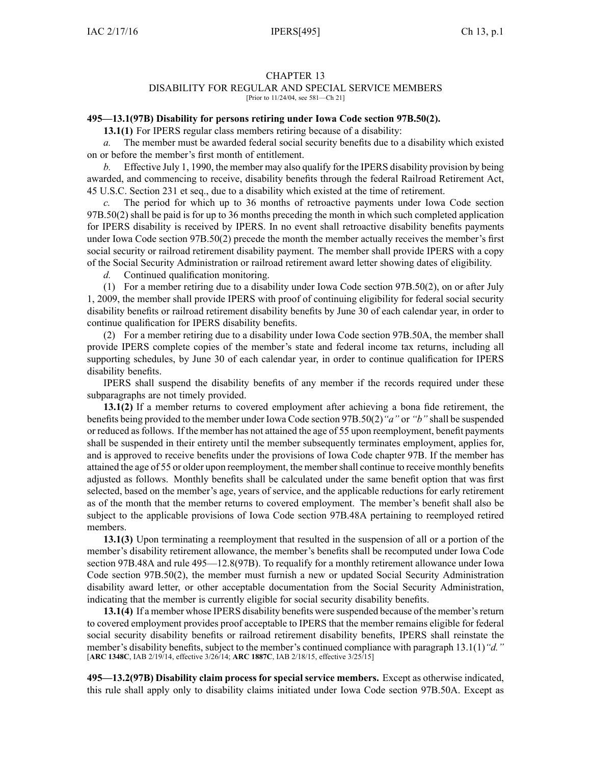# CHAPTER 13
## DISABILITY FOR REGULAR AND SPECIAL SERVICE MEMBERS
[Prior to 11/24/04, see 581—Ch 21]

**495—13.1(97B) Disability for persons retiring under Iowa Code section 97B.50(2).**

**13.1(1)** For IPERS regular class members retiring because of a disability:

*a.* The member must be awarded federal social security benefits due to a disability which existed on or before the member's first month of entitlement.

*b.* Effective July 1, 1990, the member may also qualify for the IPERS disability provision by being awarded, and commencing to receive, disability benefits through the federal Railroad Retirement Act, 45 U.S.C. Section 231 et seq., due to a disability which existed at the time of retirement.

*c.* The period for which up to 36 months of retroactive payments under Iowa Code section 97B.50(2) shall be paid is for up to 36 months preceding the month in which such completed application for IPERS disability is received by IPERS. In no event shall retroactive disability benefits payments under Iowa Code section 97B.50(2) precede the month the member actually receives the member's first social security or railroad retirement disability payment. The member shall provide IPERS with a copy of the Social Security Administration or railroad retirement award letter showing dates of eligibility.

*d.* Continued qualification monitoring.

(1) For a member retiring due to a disability under Iowa Code section 97B.50(2), on or after July 1, 2009, the member shall provide IPERS with proof of continuing eligibility for federal social security disability benefits or railroad retirement disability benefits by June 30 of each calendar year, in order to continue qualification for IPERS disability benefits.

(2) For a member retiring due to a disability under Iowa Code section 97B.50A, the member shall provide IPERS complete copies of the member's state and federal income tax returns, including all supporting schedules, by June 30 of each calendar year, in order to continue qualification for IPERS disability benefits.

IPERS shall suspend the disability benefits of any member if the records required under these subparagraphs are not timely provided.

**13.1(2)** If a member returns to covered employment after achieving a bona fide retirement, the benefits being provided to the member under Iowa Code section 97B.50(2)*"a"* or *"b"* shall be suspended or reduced as follows. If the member has not attained the age of 55 upon reemployment, benefit payments shall be suspended in their entirety until the member subsequently terminates employment, applies for, and is approved to receive benefits under the provisions of Iowa Code chapter 97B. If the member has attained the age of 55 or older upon reemployment, the member shall continue to receive monthly benefits adjusted as follows. Monthly benefits shall be calculated under the same benefit option that was first selected, based on the member's age, years of service, and the applicable reductions for early retirement as of the month that the member returns to covered employment. The member's benefit shall also be subject to the applicable provisions of Iowa Code section 97B.48A pertaining to reemployed retired members.

**13.1(3)** Upon terminating a reemployment that resulted in the suspension of all or a portion of the member's disability retirement allowance, the member's benefits shall be recomputed under Iowa Code section 97B.48A and rule 495—12.8(97B). To requalify for a monthly retirement allowance under Iowa Code section 97B.50(2), the member must furnish a new or updated Social Security Administration disability award letter, or other acceptable documentation from the Social Security Administration, indicating that the member is currently eligible for social security disability benefits.

**13.1(4)** If a member whose IPERS disability benefits were suspended because of the member's return to covered employment provides proof acceptable to IPERS that the member remains eligible for federal social security disability benefits or railroad retirement disability benefits, IPERS shall reinstate the member's disability benefits, subject to the member's continued compliance with paragraph 13.1(1)*"d."*
[**ARC 1348C**, IAB 2/19/14, effective 3/26/14; **ARC 1887C**, IAB 2/18/15, effective 3/25/15]

**495—13.2(97B) Disability claim process for special service members.** Except as otherwise indicated, this rule shall apply only to disability claims initiated under Iowa Code section 97B.50A. Except as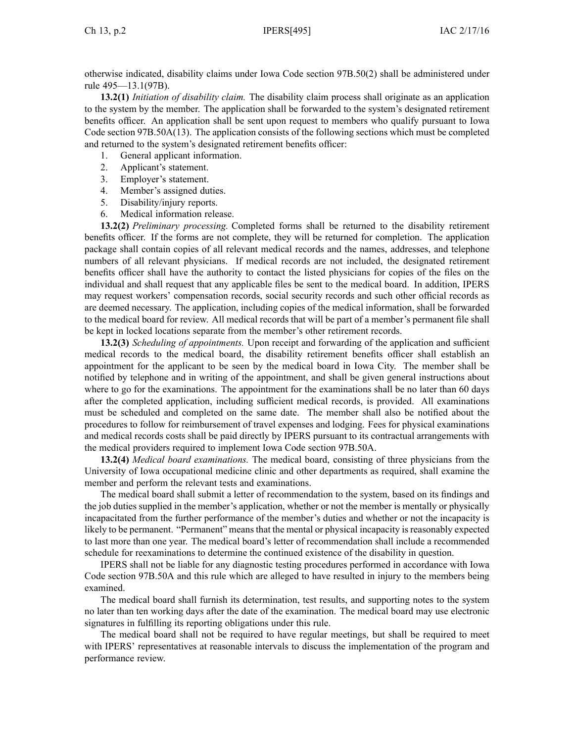otherwise indicated, disability claims under Iowa Code section 97B.50(2) shall be administered under rule 495—13.1(97B).

**13.2(1)** *Initiation of disability claim.* The disability claim process shall originate as an application to the system by the member. The application shall be forwarded to the system's designated retirement benefits officer. An application shall be sent upon request to members who qualify pursuant to Iowa Code section 97B.50A(13). The application consists of the following sections which must be completed and returned to the system's designated retirement benefits officer:

1. General applicant information.
2. Applicant's statement.
3. Employer's statement.
4. Member's assigned duties.
5. Disability/injury reports.
6. Medical information release.

**13.2(2)** *Preliminary processing.* Completed forms shall be returned to the disability retirement benefits officer. If the forms are not complete, they will be returned for completion. The application package shall contain copies of all relevant medical records and the names, addresses, and telephone numbers of all relevant physicians. If medical records are not included, the designated retirement benefits officer shall have the authority to contact the listed physicians for copies of the files on the individual and shall request that any applicable files be sent to the medical board. In addition, IPERS may request workers' compensation records, social security records and such other official records as are deemed necessary. The application, including copies of the medical information, shall be forwarded to the medical board for review. All medical records that will be part of a member's permanent file shall be kept in locked locations separate from the member's other retirement records.

**13.2(3)** *Scheduling of appointments.* Upon receipt and forwarding of the application and sufficient medical records to the medical board, the disability retirement benefits officer shall establish an appointment for the applicant to be seen by the medical board in Iowa City. The member shall be notified by telephone and in writing of the appointment, and shall be given general instructions about where to go for the examinations. The appointment for the examinations shall be no later than 60 days after the completed application, including sufficient medical records, is provided. All examinations must be scheduled and completed on the same date. The member shall also be notified about the procedures to follow for reimbursement of travel expenses and lodging. Fees for physical examinations and medical records costs shall be paid directly by IPERS pursuant to its contractual arrangements with the medical providers required to implement Iowa Code section 97B.50A.

**13.2(4)** *Medical board examinations.* The medical board, consisting of three physicians from the University of Iowa occupational medicine clinic and other departments as required, shall examine the member and perform the relevant tests and examinations.

The medical board shall submit a letter of recommendation to the system, based on its findings and the job duties supplied in the member's application, whether or not the member is mentally or physically incapacitated from the further performance of the member's duties and whether or not the incapacity is likely to be permanent. "Permanent" means that the mental or physical incapacity is reasonably expected to last more than one year. The medical board's letter of recommendation shall include a recommended schedule for reexaminations to determine the continued existence of the disability in question.

IPERS shall not be liable for any diagnostic testing procedures performed in accordance with Iowa Code section 97B.50A and this rule which are alleged to have resulted in injury to the members being examined.

The medical board shall furnish its determination, test results, and supporting notes to the system no later than ten working days after the date of the examination. The medical board may use electronic signatures in fulfilling its reporting obligations under this rule.

The medical board shall not be required to have regular meetings, but shall be required to meet with IPERS' representatives at reasonable intervals to discuss the implementation of the program and performance review.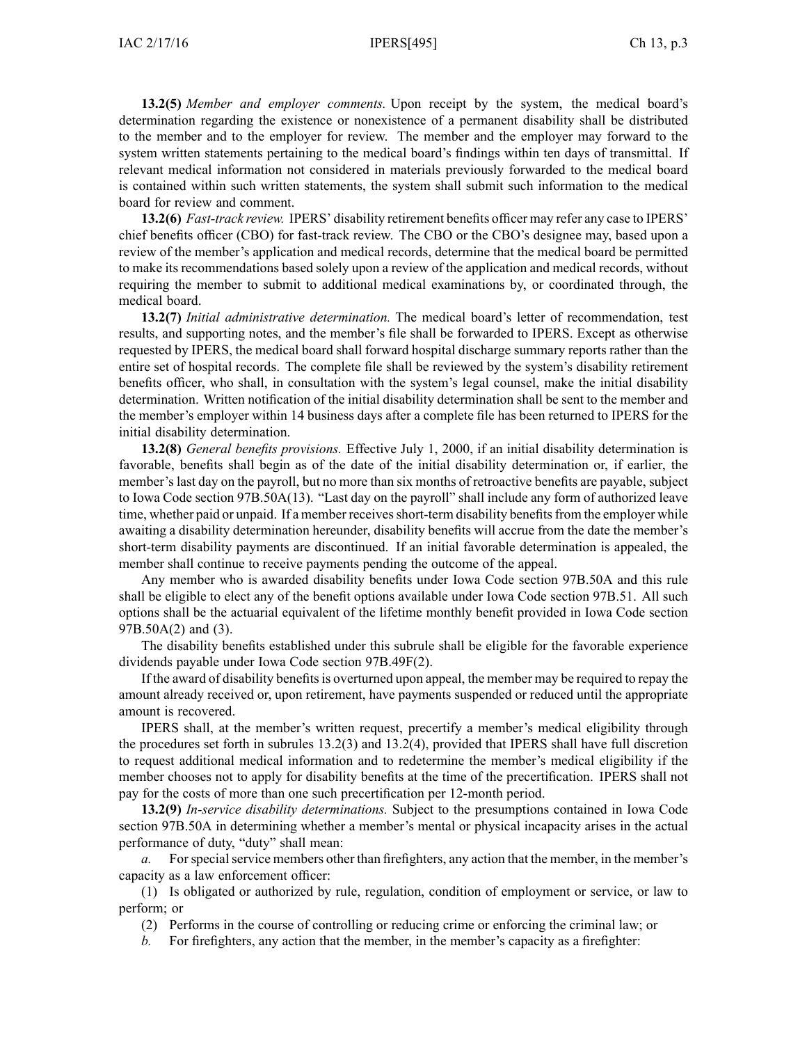**13.2(5)** *Member and employer comments.* Upon receipt by the system, the medical board's determination regarding the existence or nonexistence of a permanent disability shall be distributed to the member and to the employer for review. The member and the employer may forward to the system written statements pertaining to the medical board's findings within ten days of transmittal. If relevant medical information not considered in materials previously forwarded to the medical board is contained within such written statements, the system shall submit such information to the medical board for review and comment.

**13.2(6)** *Fast-track review.* IPERS' disability retirement benefits officer may refer any case to IPERS' chief benefits officer (CBO) for fast-track review. The CBO or the CBO's designee may, based upon a review of the member's application and medical records, determine that the medical board be permitted to make its recommendations based solely upon a review of the application and medical records, without requiring the member to submit to additional medical examinations by, or coordinated through, the medical board.

**13.2(7)** *Initial administrative determination.* The medical board's letter of recommendation, test results, and supporting notes, and the member's file shall be forwarded to IPERS. Except as otherwise requested by IPERS, the medical board shall forward hospital discharge summary reports rather than the entire set of hospital records. The complete file shall be reviewed by the system's disability retirement benefits officer, who shall, in consultation with the system's legal counsel, make the initial disability determination. Written notification of the initial disability determination shall be sent to the member and the member's employer within 14 business days after a complete file has been returned to IPERS for the initial disability determination.

**13.2(8)** *General benefits provisions.* Effective July 1, 2000, if an initial disability determination is favorable, benefits shall begin as of the date of the initial disability determination or, if earlier, the member's last day on the payroll, but no more than six months of retroactive benefits are payable, subject to Iowa Code section 97B.50A(13). "Last day on the payroll" shall include any form of authorized leave time, whether paid or unpaid. If a member receives short-term disability benefits from the employer while awaiting a disability determination hereunder, disability benefits will accrue from the date the member's short-term disability payments are discontinued. If an initial favorable determination is appealed, the member shall continue to receive payments pending the outcome of the appeal.

Any member who is awarded disability benefits under Iowa Code section 97B.50A and this rule shall be eligible to elect any of the benefit options available under Iowa Code section 97B.51. All such options shall be the actuarial equivalent of the lifetime monthly benefit provided in Iowa Code section 97B.50A(2) and (3).

The disability benefits established under this subrule shall be eligible for the favorable experience dividends payable under Iowa Code section 97B.49F(2).

If the award of disability benefits is overturned upon appeal, the member may be required to repay the amount already received or, upon retirement, have payments suspended or reduced until the appropriate amount is recovered.

IPERS shall, at the member's written request, precertify a member's medical eligibility through the procedures set forth in subrules 13.2(3) and 13.2(4), provided that IPERS shall have full discretion to request additional medical information and to redetermine the member's medical eligibility if the member chooses not to apply for disability benefits at the time of the precertification. IPERS shall not pay for the costs of more than one such precertification per 12-month period.

**13.2(9)** *In-service disability determinations.* Subject to the presumptions contained in Iowa Code section 97B.50A in determining whether a member's mental or physical incapacity arises in the actual performance of duty, "duty" shall mean:

*a.* For special service members other than firefighters, any action that the member, in the member's capacity as a law enforcement officer:

(1) Is obligated or authorized by rule, regulation, condition of employment or service, or law to perform; or

(2) Performs in the course of controlling or reducing crime or enforcing the criminal law; or

*b.* For firefighters, any action that the member, in the member's capacity as a firefighter: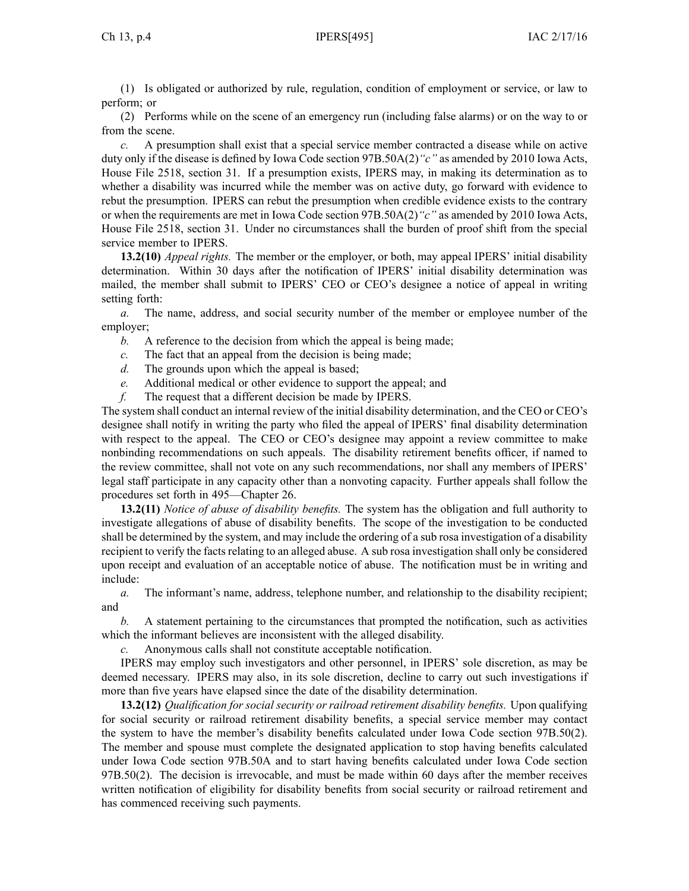(1) Is obligated or authorized by rule, regulation, condition of employment or service, or law to perform; or

(2) Performs while on the scene of an emergency run (including false alarms) or on the way to or from the scene.

*c.* A presumption shall exist that a special service member contracted a disease while on active duty only if the disease is defined by Iowa Code section 97B.50A(2)*"c"* as amended by 2010 Iowa Acts, House File 2518, section 31. If a presumption exists, IPERS may, in making its determination as to whether a disability was incurred while the member was on active duty, go forward with evidence to rebut the presumption. IPERS can rebut the presumption when credible evidence exists to the contrary or when the requirements are met in Iowa Code section 97B.50A(2)*"c"* as amended by 2010 Iowa Acts, House File 2518, section 31. Under no circumstances shall the burden of proof shift from the special service member to IPERS.

**13.2(10)** *Appeal rights.* The member or the employer, or both, may appeal IPERS' initial disability determination. Within 30 days after the notification of IPERS' initial disability determination was mailed, the member shall submit to IPERS' CEO or CEO's designee a notice of appeal in writing setting forth:

*a.* The name, address, and social security number of the member or employee number of the employer;

*b.* A reference to the decision from which the appeal is being made;

*c.* The fact that an appeal from the decision is being made;

*d.* The grounds upon which the appeal is based;

*e.* Additional medical or other evidence to support the appeal; and

*f.* The request that a different decision be made by IPERS.

The system shall conduct an internal review of the initial disability determination, and the CEO or CEO's designee shall notify in writing the party who filed the appeal of IPERS' final disability determination with respect to the appeal. The CEO or CEO's designee may appoint a review committee to make nonbinding recommendations on such appeals. The disability retirement benefits officer, if named to the review committee, shall not vote on any such recommendations, nor shall any members of IPERS' legal staff participate in any capacity other than a nonvoting capacity. Further appeals shall follow the procedures set forth in 495—Chapter 26.

**13.2(11)** *Notice of abuse of disability benefits.* The system has the obligation and full authority to investigate allegations of abuse of disability benefits. The scope of the investigation to be conducted shall be determined by the system, and may include the ordering of a sub rosa investigation of a disability recipient to verify the facts relating to an alleged abuse. A sub rosa investigation shall only be considered upon receipt and evaluation of an acceptable notice of abuse. The notification must be in writing and include:

*a.* The informant's name, address, telephone number, and relationship to the disability recipient; and

*b.* A statement pertaining to the circumstances that prompted the notification, such as activities which the informant believes are inconsistent with the alleged disability.

*c.* Anonymous calls shall not constitute acceptable notification.

IPERS may employ such investigators and other personnel, in IPERS' sole discretion, as may be deemed necessary. IPERS may also, in its sole discretion, decline to carry out such investigations if more than five years have elapsed since the date of the disability determination.

**13.2(12)** *Qualification for social security or railroad retirement disability benefits.* Upon qualifying for social security or railroad retirement disability benefits, a special service member may contact the system to have the member's disability benefits calculated under Iowa Code section 97B.50(2). The member and spouse must complete the designated application to stop having benefits calculated under Iowa Code section 97B.50A and to start having benefits calculated under Iowa Code section 97B.50(2). The decision is irrevocable, and must be made within 60 days after the member receives written notification of eligibility for disability benefits from social security or railroad retirement and has commenced receiving such payments.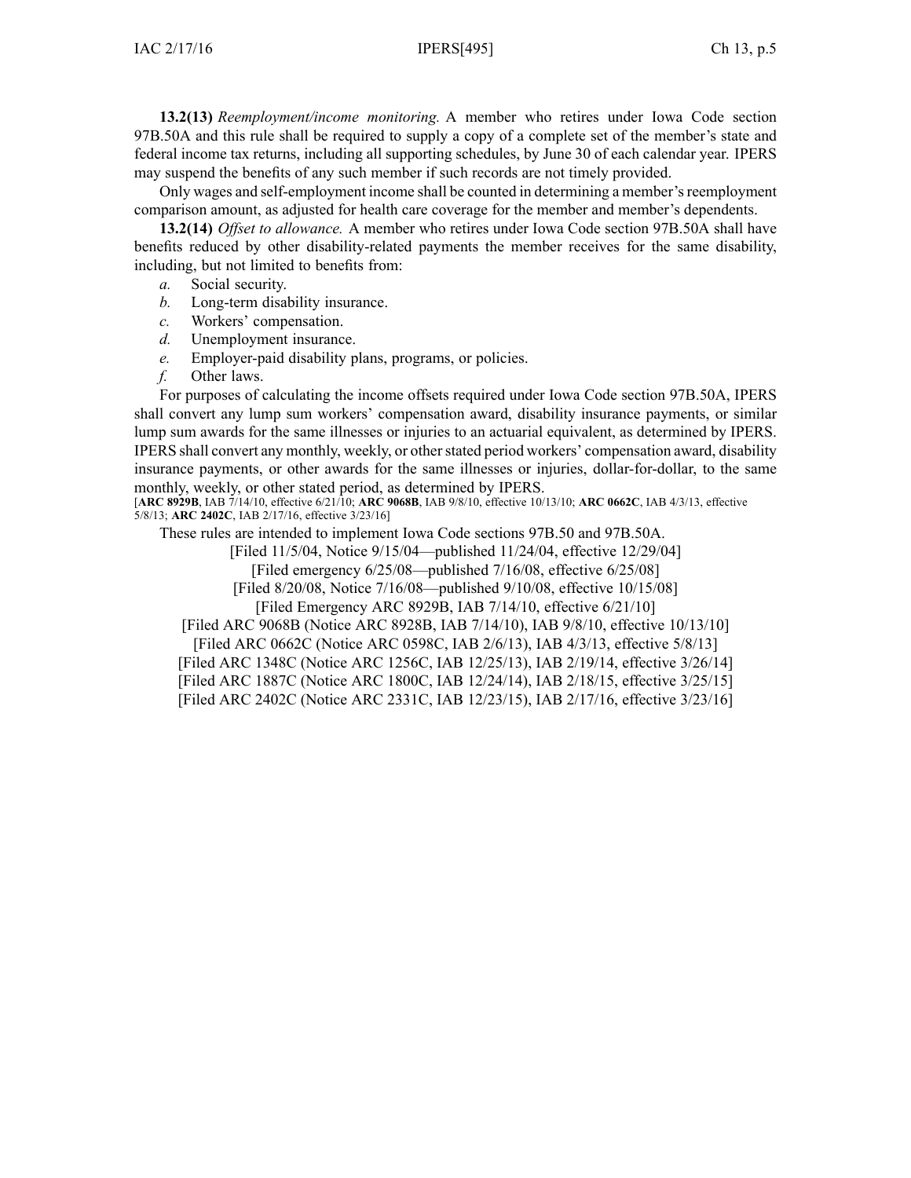**13.2(13)** *Reemployment/income monitoring.* A member who retires under Iowa Code section 97B.50A and this rule shall be required to supply a copy of a complete set of the member's state and federal income tax returns, including all supporting schedules, by June 30 of each calendar year. IPERS may suspend the benefits of any such member if such records are not timely provided.

Only wages and self-employment income shall be counted in determining a member's reemployment comparison amount, as adjusted for health care coverage for the member and member's dependents.

**13.2(14)** *Offset to allowance.* A member who retires under Iowa Code section 97B.50A shall have benefits reduced by other disability-related payments the member receives for the same disability, including, but not limited to benefits from:

*a.* Social security.

*b.* Long-term disability insurance.

*c.* Workers' compensation.

*d.* Unemployment insurance.

*e.* Employer-paid disability plans, programs, or policies.

*f.* Other laws.

For purposes of calculating the income offsets required under Iowa Code section 97B.50A, IPERS shall convert any lump sum workers' compensation award, disability insurance payments, or similar lump sum awards for the same illnesses or injuries to an actuarial equivalent, as determined by IPERS. IPERS shall convert any monthly, weekly, or other stated period workers' compensation award, disability insurance payments, or other awards for the same illnesses or injuries, dollar-for-dollar, to the same monthly, weekly, or other stated period, as determined by IPERS.

[**ARC 8929B**, IAB 7/14/10, effective 6/21/10; **ARC 9068B**, IAB 9/8/10, effective 10/13/10; **ARC 0662C**, IAB 4/3/13, effective 5/8/13; **ARC 2402C**, IAB 2/17/16, effective 3/23/16]

These rules are intended to implement Iowa Code sections 97B.50 and 97B.50A.

[Filed 11/5/04, Notice 9/15/04—published 11/24/04, effective 12/29/04]

[Filed emergency 6/25/08—published 7/16/08, effective 6/25/08]

[Filed 8/20/08, Notice 7/16/08—published 9/10/08, effective 10/15/08]

[Filed Emergency ARC 8929B, IAB 7/14/10, effective 6/21/10]

[Filed ARC 9068B (Notice ARC 8928B, IAB 7/14/10), IAB 9/8/10, effective 10/13/10]

[Filed ARC 0662C (Notice ARC 0598C, IAB 2/6/13), IAB 4/3/13, effective 5/8/13]

[Filed ARC 1348C (Notice ARC 1256C, IAB 12/25/13), IAB 2/19/14, effective 3/26/14]

[Filed ARC 1887C (Notice ARC 1800C, IAB 12/24/14), IAB 2/18/15, effective 3/25/15]

[Filed ARC 2402C (Notice ARC 2331C, IAB 12/23/15), IAB 2/17/16, effective 3/23/16]